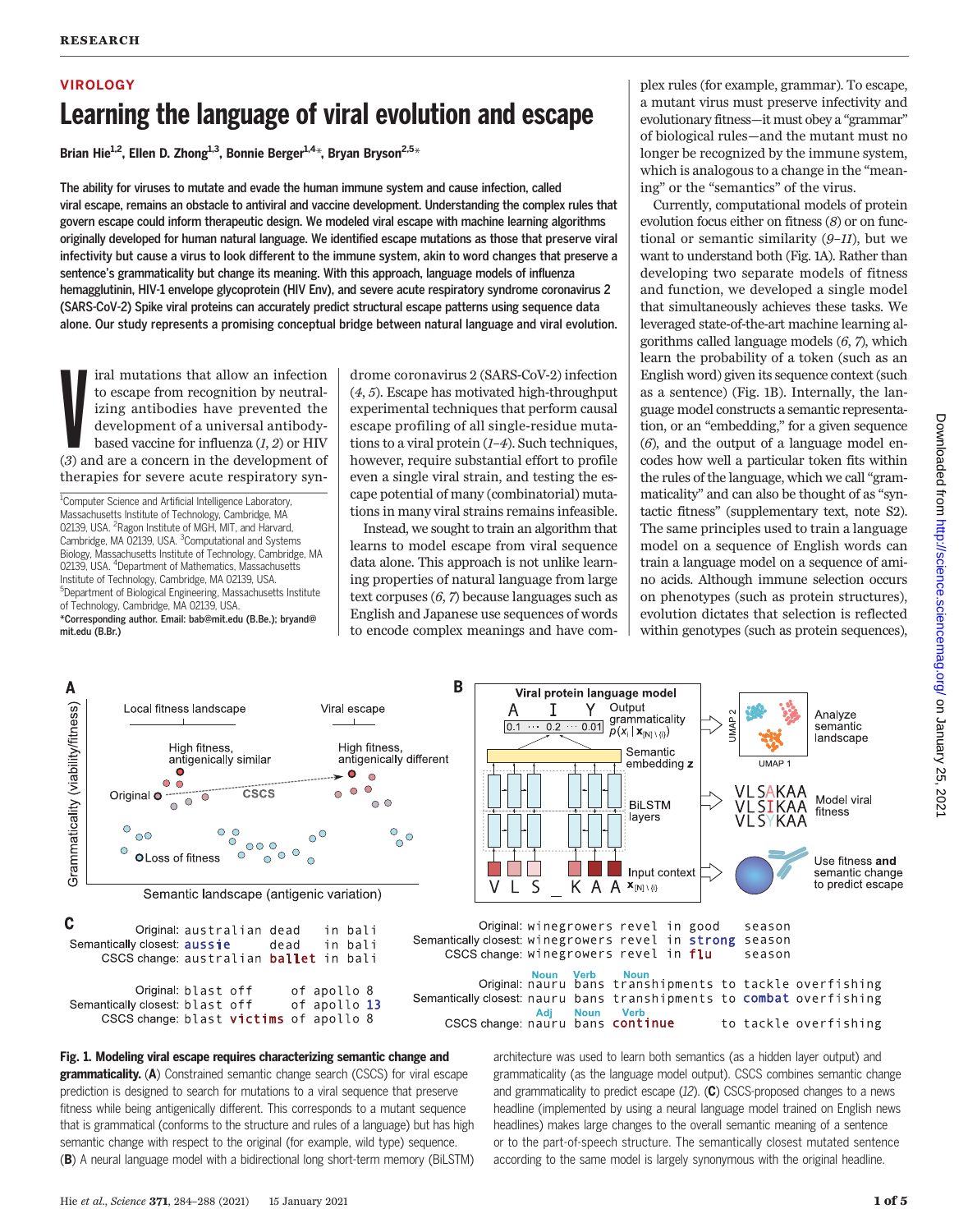VIROLOGY

# Learning the language of viral evolution and escape

**Brian Hie[1,2], Ellen D. Zhong[1,3], Bonnie Berger[1,4]*, Bryan Bryson[2,5]***

**The ability for viruses to mutate and evade the human immune system and cause infection, called viral escape, remains an obstacle to antiviral and vaccine development. Understanding the complex rules that govern escape could inform therapeutic design. We modeled viral escape with machine learning algorithms originally developed for human natural language. We identified escape mutations as those that preserve viral infectivity but cause a virus to look different to the immune system, akin to word changes that preserve a sentence's grammaticality but change its meaning. With this approach, language models of influenza hemagglutinin, HIV-1 envelope glycoprotein (HIV Env), and severe acute respiratory syndrome coronavirus 2 (SARS-CoV-2) Spike viral proteins can accurately predict structural escape patterns using sequence data alone. Our study represents a promising conceptual bridge between natural language and viral evolution.**

[1]Computer Science and Artificial Intelligence Laboratory, Massachusetts Institute of Technology, Cambridge, MA 02139, USA. [2]Ragon Institute of MGH, MIT, and Harvard, Cambridge, MA 02139, USA. [3]Computational and Systems Biology, Massachusetts Institute of Technology, Cambridge, MA 02139, USA. [4]Department of Mathematics, Massachusetts Institute of Technology, Cambridge, MA 02139, USA. [5]Department of Biological Engineering, Massachusetts Institute of Technology, Cambridge, MA 02139, USA.
*Corresponding author. Email: bab@mit.edu (B.Be.); bryand@mit.edu (B.Br.)

Viral mutations that allow an infection to escape from recognition by neutralizing antibodies have prevented the development of a universal antibody-based vaccine for influenza (*1*, *2*) or HIV (*3*) and are a concern in the development of therapies for severe acute respiratory syndrome coronavirus 2 (SARS-CoV-2) infection (*4*, *5*). Escape has motivated high-throughput experimental techniques that perform causal escape profiling of all single-residue mutations to a viral protein (*1*–*4*). Such techniques, however, require substantial effort to profile even a single viral strain, and testing the escape potential of many (combinatorial) mutations in many viral strains remains infeasible.

Instead, we sought to train an algorithm that learns to model escape from viral sequence data alone. This approach is not unlike learning properties of natural language from large text corpuses (*6*, *7*) because languages such as English and Japanese use sequences of words to encode complex meanings and have complex rules (for example, grammar). To escape, a mutant virus must preserve infectivity and evolutionary fitness—it must obey a "grammar" of biological rules—and the mutant must no longer be recognized by the immune system, which is analogous to a change in the "meaning" or the "semantics" of the virus.

Currently, computational models of protein evolution focus either on fitness (*8*) or on functional or semantic similarity (*9*–*11*), but we want to understand both (Fig. 1A). Rather than developing two separate models of fitness and function, we developed a single model that simultaneously achieves these tasks. We leveraged state-of-the-art machine learning algorithms called language models (*6*, *7*), which learn the probability of a token (such as an English word) given its sequence context (such as a sentence) (Fig. 1B). Internally, the language model constructs a semantic representation, or an "embedding," for a given sequence (*6*), and the output of a language model encodes how well a particular token fits within the rules of the language, which we call "grammaticality" and can also be thought of as "syntactic fitness" (supplementary text, note S2). The same principles used to train a language model on a sequence of English words can train a language model on a sequence of amino acids. Although immune selection occurs on phenotypes (such as protein structures), evolution dictates that selection is reflected within genotypes (such as protein sequences),

A
Grammaticality (viability/fitness)
Local fitness landscape
Viral escape
High fitness, antigenically similar
High fitness, antigenically different
Original
CSCS
Loss of fitness
Semantic landscape (antigenic variation)

B
Viral protein language model
A I Y
0.1 ··· 0.2 ··· 0.01
Output grammaticality $p(x_i \mid \mathbf{x}_{[N] \setminus \{i\}})$
Semantic embedding $\mathbf{z}$
BiLSTM layers
Input context $\mathbf{x}_{[N] \setminus \{i\}}$
V L S _ K A A
UMAP 2
UMAP 1
Analyze semantic landscape
VLSAKAA
VLSIKAA
VLSYKAA
Model viral fitness
Use fitness **and** semantic change to predict escape

C
Original: australian dead in bali
Semantically closest: aussie dead in bali
CSCS change: australian ballet in bali

Original: blast off of apollo 8
Semantically closest: blast off of apollo 13
CSCS change: blast victims of apollo 8

Original: winegrowers revel in good season
Semantically closest: winegrowers revel in strong season
CSCS change: winegrowers revel in flu season

Noun Verb Noun
Original: nauru bans transhipments to tackle overfishing
Semantically closest: nauru bans transhipments to combat overfishing
Adj Noun Verb
CSCS change: nauru bans continue to tackle overfishing

**Fig. 1. Modeling viral escape requires characterizing semantic change and grammaticality.** (**A**) Constrained semantic change search (CSCS) for viral escape prediction is designed to search for mutations to a viral sequence that preserve fitness while being antigenically different. This corresponds to a mutant sequence that is grammatical (conforms to the structure and rules of a language) but has high semantic change with respect to the original (for example, wild type) sequence. (**B**) A neural language model with a bidirectional long short-term memory (BiLSTM) architecture was used to learn both semantics (as a hidden layer output) and grammaticality (as the language model output). CSCS combines semantic change and grammaticality to predict escape (*12*). (**C**) CSCS-proposed changes to a news headline (implemented by using a neural language model trained on English news headlines) makes large changes to the overall semantic meaning of a sentence or to the part-of-speech structure. The semantically closest mutated sentence according to the same model is largely synonymous with the original headline.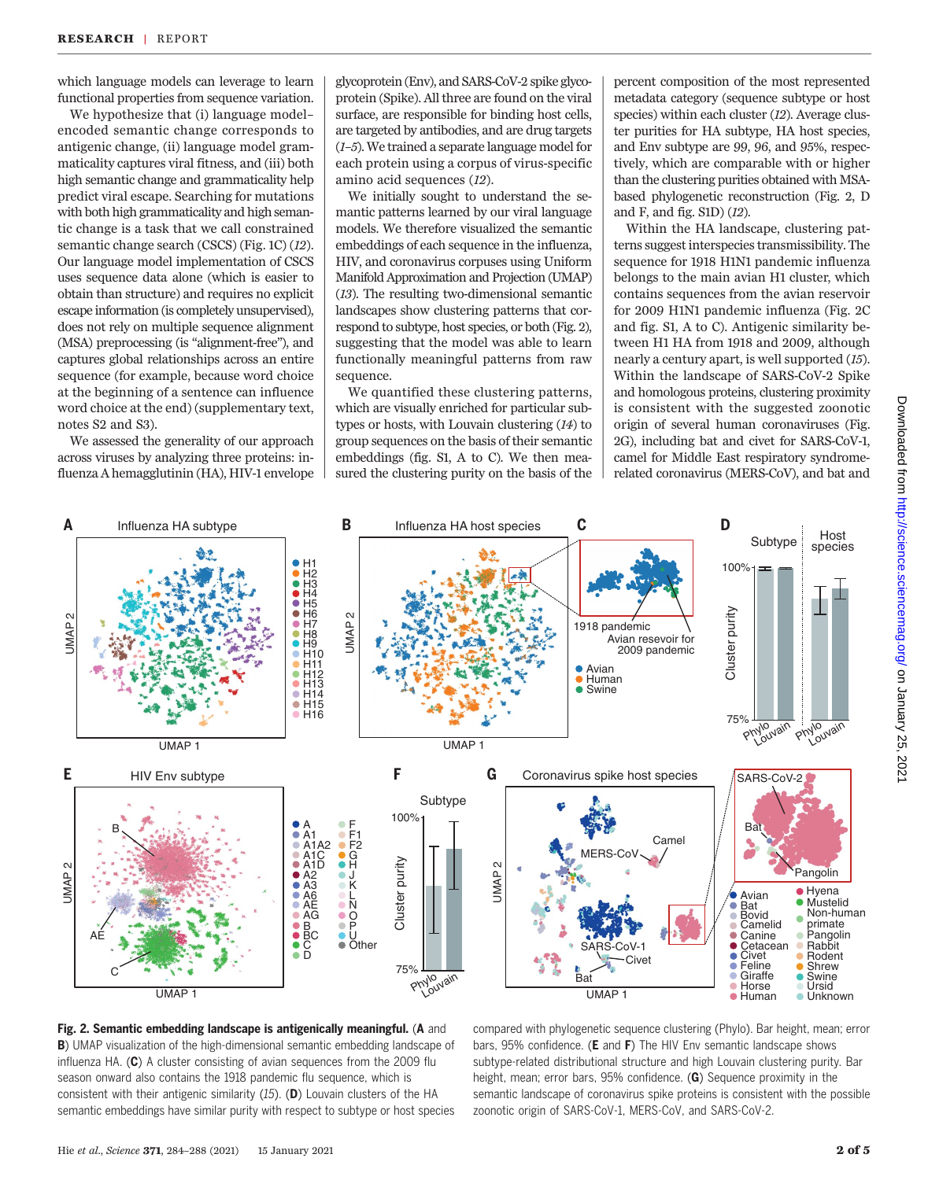which language models can leverage to learn functional properties from sequence variation.

We hypothesize that (i) language model–encoded semantic change corresponds to antigenic change, (ii) language model grammaticality captures viral fitness, and (iii) both high semantic change and grammaticality help predict viral escape. Searching for mutations with both high grammaticality and high semantic change is a task that we call constrained semantic change search (CSCS) (Fig. 1C) (*12*). Our language model implementation of CSCS uses sequence data alone (which is easier to obtain than structure) and requires no explicit escape information (is completely unsupervised), does not rely on multiple sequence alignment (MSA) preprocessing (is "alignment-free"), and captures global relationships across an entire sequence (for example, because word choice at the beginning of a sentence can influence word choice at the end) (supplementary text, notes S2 and S3).

We assessed the generality of our approach across viruses by analyzing three proteins: influenza A hemagglutinin (HA), HIV-1 envelope glycoprotein (Env), and SARS-CoV-2 spike glycoprotein (Spike). All three are found on the viral surface, are responsible for binding host cells, are targeted by antibodies, and are drug targets (*1*–*5*). We trained a separate language model for each protein using a corpus of virus-specific amino acid sequences (*12*).

We initially sought to understand the semantic patterns learned by our viral language models. We therefore visualized the semantic embeddings of each sequence in the influenza, HIV, and coronavirus corpuses using Uniform Manifold Approximation and Projection (UMAP) (*13*). The resulting two-dimensional semantic landscapes show clustering patterns that correspond to subtype, host species, or both (Fig. 2), suggesting that the model was able to learn functionally meaningful patterns from raw sequence.

We quantified these clustering patterns, which are visually enriched for particular subtypes or hosts, with Louvain clustering (*14*) to group sequences on the basis of their semantic embeddings (fig. S1, A to C). We then measured the clustering purity on the basis of the percent composition of the most represented metadata category (sequence subtype or host species) within each cluster (*12*). Average cluster purities for HA subtype, HA host species, and Env subtype are 99, 96, and 95%, respectively, which are comparable with or higher than the clustering purities obtained with MSA-based phylogenetic reconstruction (Fig. 2, D and F, and fig. S1D) (*12*).

Within the HA landscape, clustering patterns suggest interspecies transmissibility. The sequence for 1918 H1N1 pandemic influenza belongs to the main avian H1 cluster, which contains sequences from the avian reservoir for 2009 H1N1 pandemic influenza (Fig. 2C and fig. S1, A to C). Antigenic similarity between H1 HA from 1918 and 2009, although nearly a century apart, is well supported (*15*). Within the landscape of SARS-CoV-2 Spike and homologous proteins, clustering proximity is consistent with the suggested zoonotic origin of several human coronaviruses (Fig. 2G), including bat and civet for SARS-CoV-1, camel for Middle East respiratory syndrome–related coronavirus (MERS-CoV), and bat and

A Influenza HA subtype
UMAP 1
UMAP 2
H1 H2 H3 H4 H5 H6 H7 H8 H9 H10 H11 H12 H13 H14 H15 H16

B Influenza HA host species
UMAP 1
UMAP 2

C
1918 pandemic
Avian resevoir for 2009 pandemic
Avian
Human
Swine

D
Subtype
Host species
Cluster purity
100%
75%
Phylo Louvain Phylo Louvain

E HIV Env subtype
B
AE
C
UMAP 1
UMAP 2
A A1 A1A2 A1C A1D A2 A3 A6 AE AG B BC C D F F1 F2 G H J K L N O P U Other

F
Subtype
Cluster purity
100%
75%
Phylo Louvain

G Coronavirus spike host species
MERS-CoV
Camel
SARS-CoV-1
Civet
Bat
UMAP 1
UMAP 2
SARS-CoV-2
Bat
Pangolin
Avian Bat Bovid Camelid Canine Cetacean Civet Feline Giraffe Horse Human Hyena Mustelid Non-human primate Pangolin Rabbit Rodent Shrew Swine Ursid Unknown

**Fig. 2. Semantic embedding landscape is antigenically meaningful.** (**A** and **B**) UMAP visualization of the high-dimensional semantic embedding landscape of influenza HA. (**C**) A cluster consisting of avian sequences from the 2009 flu season onward also contains the 1918 pandemic flu sequence, which is consistent with their antigenic similarity (*15*). (**D**) Louvain clusters of the HA semantic embeddings have similar purity with respect to subtype or host species compared with phylogenetic sequence clustering (Phylo). Bar height, mean; error bars, 95% confidence. (**E** and **F**) The HIV Env semantic landscape shows subtype-related distributional structure and high Louvain clustering purity. Bar height, mean; error bars, 95% confidence. (**G**) Sequence proximity in the semantic landscape of coronavirus spike proteins is consistent with the possible zoonotic origin of SARS-CoV-1, MERS-CoV, and SARS-CoV-2.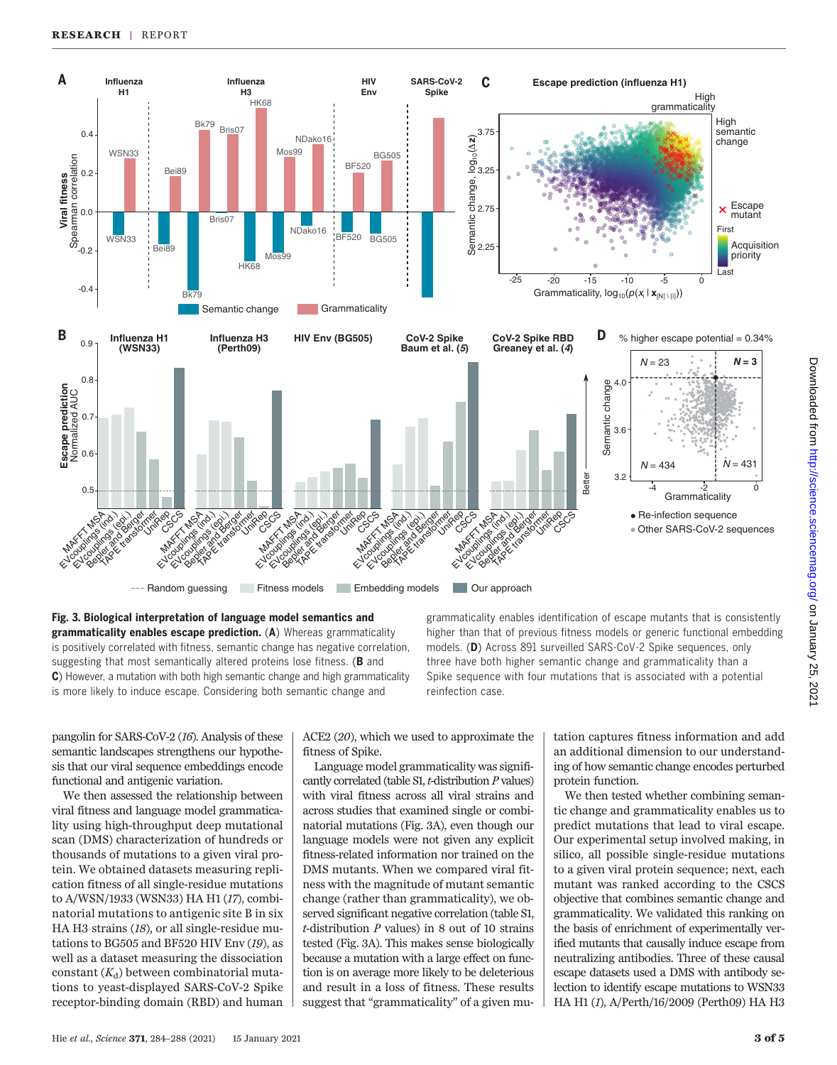**A**

Influenza H1

Influenza H3

HIV Env

SARS-CoV-2 Spike

Viral fitness
Spearman correlation

0.4
0.2
0.0
-0.2
-0.4

WSN33, Bei89, Bk79, Bris07, HK68, Mos99, NDako16, BF520, BG505

Semantic change
Grammaticality

**C**

Escape prediction (influenza H1)

High grammaticality

High semantic change

Escape mutant

First
Acquisition priority
Last

Semantic change, $\log_{10}(\Delta z)$

3.75
3.25
2.75
2.25

Grammaticality, $\log_{10}(p(x_i \mid \mathbf{x}_{[N] \setminus \{i\}}))$

-25 -20 -15 -10 -5 0

**B**

Escape prediction
Normalized AUC

0.9
0.8
0.7
0.6
0.5

Influenza H1 (WSN33)
Influenza H3 (Perth09)
HIV Env (BG505)
CoV-2 Spike Baum et al. (5)
CoV-2 Spike RBD Greaney et al. (4)

MAFFT MSA, EVcouplings (ind.), EVcouplings (epi.), Bepler and Berger, TAPE transformer, UniRep, CSCS

Better

--- Random guessing
Fitness models
Embedding models
Our approach

**D**

% higher escape potential = 0.34%

N = 23
N = 3
N = 434
N = 431

Semantic change

4.0
3.6
3.2

Grammaticality

-4 -2 0

● Re-infection sequence
● Other SARS-CoV-2 sequences

**Fig. 3. Biological interpretation of language model semantics and grammaticality enables escape prediction.** (**A**) Whereas grammaticality is positively correlated with fitness, semantic change has negative correlation, suggesting that most semantically altered proteins lose fitness. (**B** and **C**) However, a mutation with both high semantic change and high grammaticality is more likely to induce escape. Considering both semantic change and grammaticality enables identification of escape mutants that is consistently higher than that of previous fitness models or generic functional embedding models. (**D**) Across 891 surveilled SARS-CoV-2 Spike sequences, only three have both higher semantic change and grammaticality than a Spike sequence with four mutations that is associated with a potential reinfection case.

pangolin for SARS-CoV-2 (*16*). Analysis of these semantic landscapes strengthens our hypothesis that our viral sequence embeddings encode functional and antigenic variation.

We then assessed the relationship between viral fitness and language model grammaticality using high-throughput deep mutational scan (DMS) characterization of hundreds or thousands of mutations to a given viral protein. We obtained datasets measuring replication fitness of all single-residue mutations to A/WSN/1933 (WSN33) HA H1 (*17*), combinatorial mutations to antigenic site B in six HA H3 strains (*18*), or all single-residue mutations to BG505 and BF520 HIV Env (*19*), as well as a dataset measuring the dissociation constant ($K_d$) between combinatorial mutations to yeast-displayed SARS-CoV-2 Spike receptor-binding domain (RBD) and human ACE2 (*20*), which we used to approximate the fitness of Spike.

Language model grammaticality was significantly correlated (table S1, *t*-distribution *P* values) with viral fitness across all viral strains and across studies that examined single or combinatorial mutations (Fig. 3A), even though our language models were not given any explicit fitness-related information nor trained on the DMS mutants. When we compared viral fitness with the magnitude of mutant semantic change (rather than grammaticality), we observed significant negative correlation (table S1, *t*-distribution *P* values) in 8 out of 10 strains tested (Fig. 3A). This makes sense biologically because a mutation with a large effect on function is on average more likely to be deleterious and result in a loss of fitness. These results suggest that "grammaticality" of a given mutation captures fitness information and add an additional dimension to our understanding of how semantic change encodes perturbed protein function.

We then tested whether combining semantic change and grammaticality enables us to predict mutations that lead to viral escape. Our experimental setup involved making, in silico, all possible single-residue mutations to a given viral protein sequence; next, each mutant was ranked according to the CSCS objective that combines semantic change and grammaticality. We validated this ranking on the basis of enrichment of experimentally verified mutants that causally induce escape from neutralizing antibodies. Three of these causal escape datasets used a DMS with antibody selection to identify escape mutations to WSN33 HA H1 (*1*), A/Perth/16/2009 (Perth09) HA H3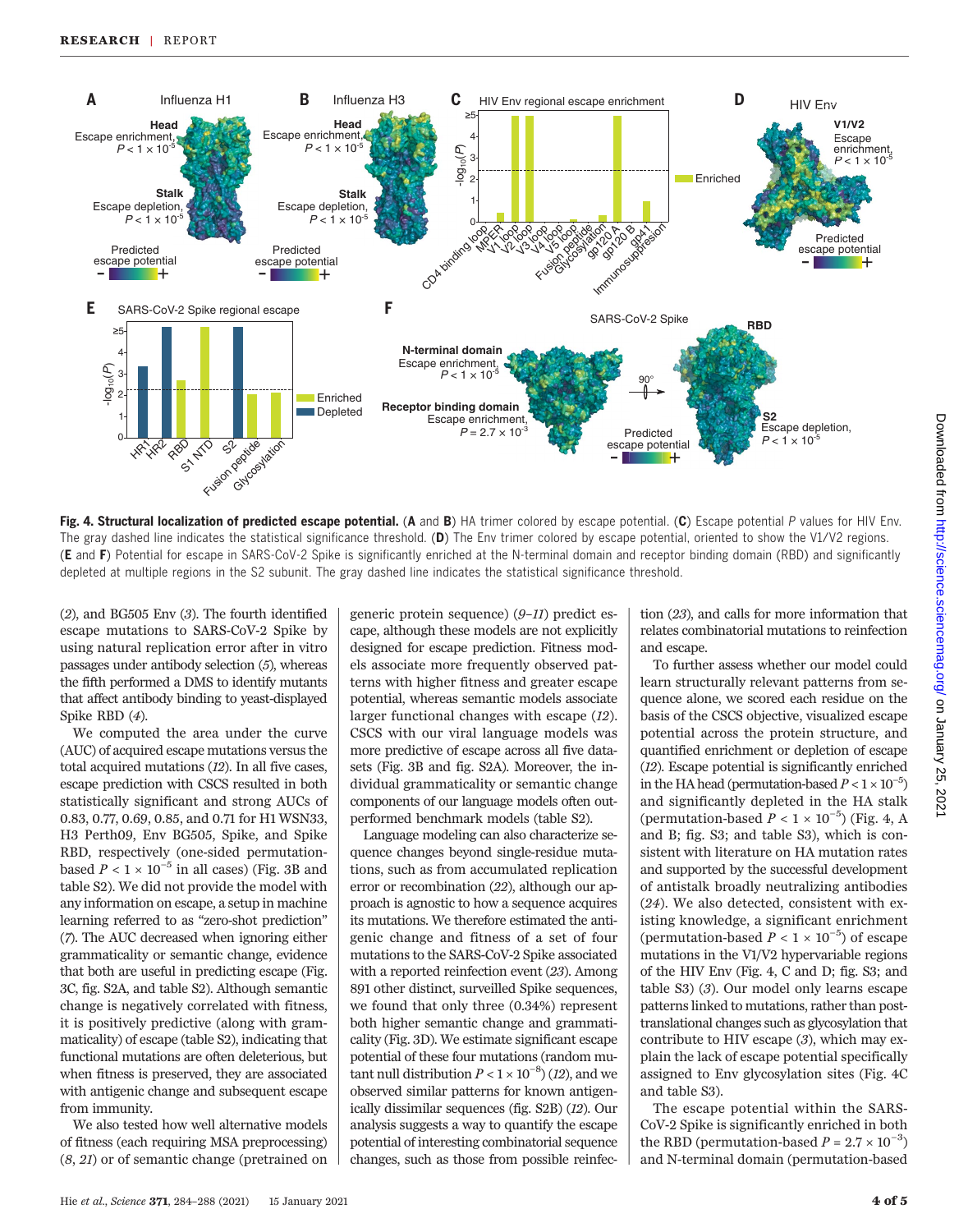A Influenza H1

Head
Escape enrichment,
$P < 1 \times 10^{-5}$

Stalk
Escape depletion,
$P < 1 \times 10^{-5}$

Predicted
escape potential
− +

B Influenza H3

Head
Escape enrichment,
$P < 1 \times 10^{-5}$

Stalk
Escape depletion,
$P < 1 \times 10^{-5}$

Predicted
escape potential
− +

C HIV Env regional escape enrichment

$-\log_{10}(P)$
≥5
4
3
2
1
0

CD4 binding loop
MPER
V1 loop
V2 loop
V3 loop
V4 loop
V5 loop
Fusion peptide
Glycosylation
gp120 A
gp120 B
gp41
Immunosuppresion

Enriched

D HIV Env

V1/V2
Escape
enrichment,
$P < 1 \times 10^{-5}$

Predicted
escape potential
− +

E SARS-CoV-2 Spike regional escape

$-\log_{10}(P)$
≥5
4
3
2
1
0

HR1
HR2
RBD
S1 NTD
S2
Fusion peptide
Glycosylation

Enriched
Depleted

F SARS-CoV-2 Spike

N-terminal domain
Escape enrichment,
$P < 1 \times 10^{-5}$

Receptor binding domain
Escape enrichment,
$P = 2.7 \times 10^{-3}$

90°

RBD

S2
Escape depletion,
$P < 1 \times 10^{-5}$

Predicted
escape potential
− +

**Fig. 4. Structural localization of predicted escape potential.** (**A** and **B**) HA trimer colored by escape potential. (**C**) Escape potential *P* values for HIV Env. The gray dashed line indicates the statistical significance threshold. (**D**) The Env trimer colored by escape potential, oriented to show the V1/V2 regions. (**E** and **F**) Potential for escape in SARS-CoV-2 Spike is significantly enriched at the N-terminal domain and receptor binding domain (RBD) and significantly depleted at multiple regions in the S2 subunit. The gray dashed line indicates the statistical significance threshold.

(*2*), and BG505 Env (*3*). The fourth identified escape mutations to SARS-CoV-2 Spike by using natural replication error after in vitro passages under antibody selection (*5*), whereas the fifth performed a DMS to identify mutants that affect antibody binding to yeast-displayed Spike RBD (*4*).

We computed the area under the curve (AUC) of acquired escape mutations versus the total acquired mutations (*12*). In all five cases, escape prediction with CSCS resulted in both statistically significant and strong AUCs of 0.83, 0.77, 0.69, 0.85, and 0.71 for H1 WSN33, H3 Perth09, Env BG505, Spike, and Spike RBD, respectively (one-sided permutation-based $P < 1 \times 10^{-5}$ in all cases) (Fig. 3B and table S2). We did not provide the model with any information on escape, a setup in machine learning referred to as "zero-shot prediction" (*7*). The AUC decreased when ignoring either grammaticality or semantic change, evidence that both are useful in predicting escape (Fig. 3C, fig. S2A, and table S2). Although semantic change is negatively correlated with fitness, it is positively predictive (along with grammaticality) of escape (table S2), indicating that functional mutations are often deleterious, but when fitness is preserved, they are associated with antigenic change and subsequent escape from immunity.

We also tested how well alternative models of fitness (each requiring MSA preprocessing) (*8*, *21*) or of semantic change (pretrained on generic protein sequence) (*9*–*11*) predict escape, although these models are not explicitly designed for escape prediction. Fitness models associate more frequently observed patterns with higher fitness and greater escape potential, whereas semantic models associate larger functional changes with escape (*12*). CSCS with our viral language models was more predictive of escape across all five datasets (Fig. 3B and fig. S2A). Moreover, the individual grammaticality or semantic change components of our language models often outperformed benchmark models (table S2).

Language modeling can also characterize sequence changes beyond single-residue mutations, such as from accumulated replication error or recombination (*22*), although our approach is agnostic to how a sequence acquires its mutations. We therefore estimated the antigenic change and fitness of a set of four mutations to the SARS-CoV-2 Spike associated with a reported reinfection event (*23*). Among 891 other distinct, surveilled Spike sequences, we found that only three (0.34%) represent both higher semantic change and grammaticality (Fig. 3D). We estimate significant escape potential of these four mutations (random mutant null distribution $P < 1 \times 10^{-8}$) (*12*), and we observed similar patterns for known antigenically dissimilar sequences (fig. S2B) (*12*). Our analysis suggests a way to quantify the escape potential of interesting combinatorial sequence changes, such as those from possible reinfection (*23*), and calls for more information that relates combinatorial mutations to reinfection and escape.

To further assess whether our model could learn structurally relevant patterns from sequence alone, we scored each residue on the basis of the CSCS objective, visualized escape potential across the protein structure, and quantified enrichment or depletion of escape (*12*). Escape potential is significantly enriched in the HA head (permutation-based $P < 1 \times 10^{-5}$) and significantly depleted in the HA stalk (permutation-based $P < 1 \times 10^{-5}$) (Fig. 4, A and B; fig. S3; and table S3), which is consistent with literature on HA mutation rates and supported by the successful development of antistalk broadly neutralizing antibodies (*24*). We also detected, consistent with existing knowledge, a significant enrichment (permutation-based $P < 1 \times 10^{-5}$) of escape mutations in the V1/V2 hypervariable regions of the HIV Env (Fig. 4, C and D; fig. S3; and table S3) (*3*). Our model only learns escape patterns linked to mutations, rather than posttranslational changes such as glycosylation that contribute to HIV escape (*3*), which may explain the lack of escape potential specifically assigned to Env glycosylation sites (Fig. 4C and table S3).

The escape potential within the SARS-CoV-2 Spike is significantly enriched in both the RBD (permutation-based $P = 2.7 \times 10^{-3}$) and N-terminal domain (permutation-based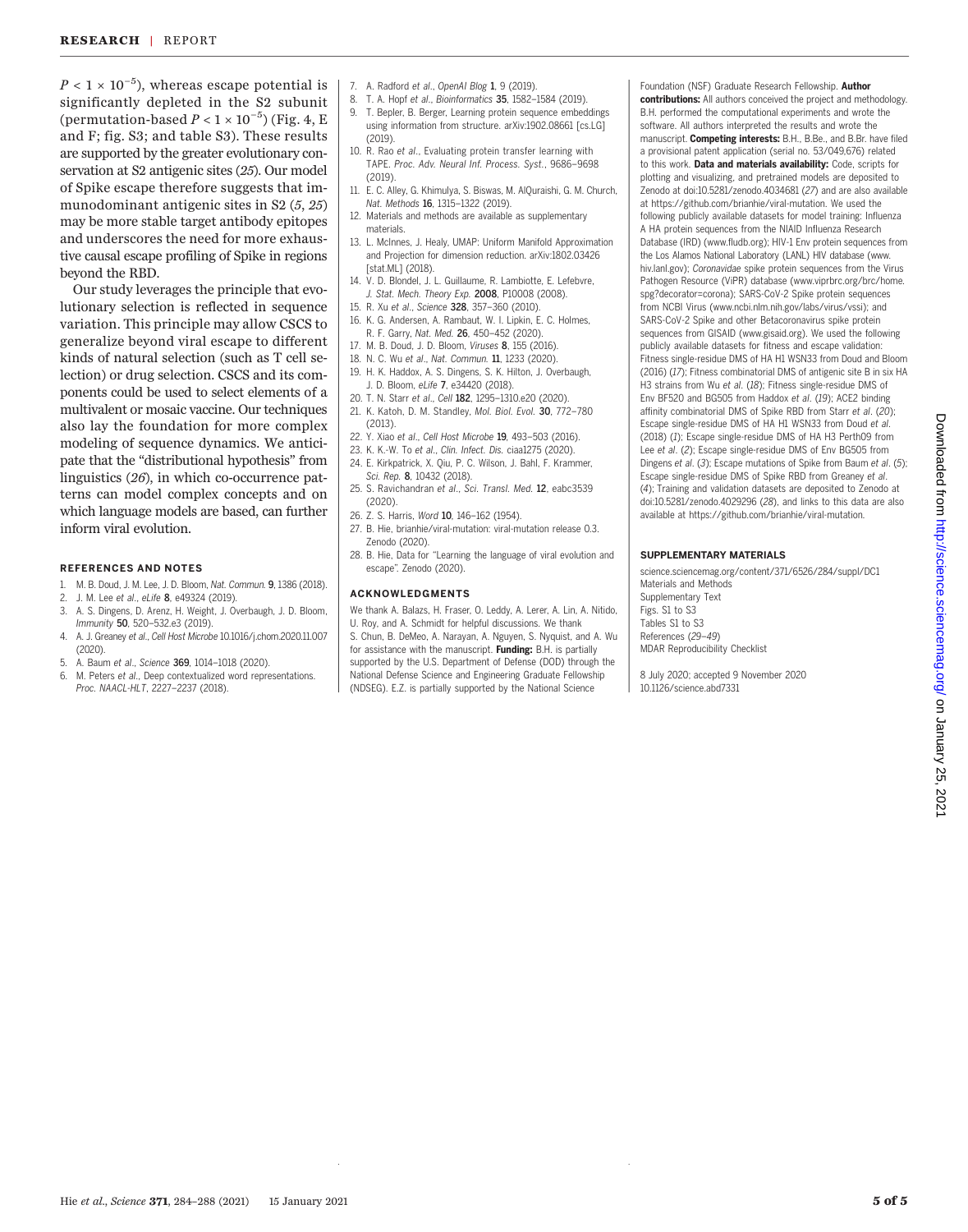$P < 1 \times 10^{-5}$), whereas escape potential is significantly depleted in the S2 subunit (permutation-based $P < 1 \times 10^{-5}$) (Fig. 4, E and F; fig. S3; and table S3). These results are supported by the greater evolutionary conservation at S2 antigenic sites (*25*). Our model of Spike escape therefore suggests that immunodominant antigenic sites in S2 (*5*, *25*) may be more stable target antibody epitopes and underscores the need for more exhaustive causal escape profiling of Spike in regions beyond the RBD.

Our study leverages the principle that evolutionary selection is reflected in sequence variation. This principle may allow CSCS to generalize beyond viral escape to different kinds of natural selection (such as T cell selection) or drug selection. CSCS and its components could be used to select elements of a multivalent or mosaic vaccine. Our techniques also lay the foundation for more complex modeling of sequence dynamics. We anticipate that the "distributional hypothesis" from linguistics (*26*), in which co-occurrence patterns can model complex concepts and on which language models are based, can further inform viral evolution.

## REFERENCES AND NOTES

1. M. B. Doud, J. M. Lee, J. D. Bloom, *Nat. Commun.* **9**, 1386 (2018).
2. J. M. Lee *et al.*, *eLife* **8**, e49324 (2019).
3. A. S. Dingens, D. Arenz, H. Weight, J. Overbaugh, J. D. Bloom, *Immunity* **50**, 520–532.e3 (2019).
4. A. J. Greaney *et al.*, *Cell Host Microbe* 10.1016/j.chom.2020.11.007 (2020).
5. A. Baum *et al.*, *Science* **369**, 1014–1018 (2020).
6. M. Peters *et al.*, Deep contextualized word representations. *Proc. NAACL-HLT*, 2227–2237 (2018).
7. A. Radford *et al.*, *OpenAI Blog* **1**, 9 (2019).
8. T. A. Hopf *et al.*, *Bioinformatics* **35**, 1582–1584 (2019).
9. T. Bepler, B. Berger, Learning protein sequence embeddings using information from structure. arXiv:1902.08661 [cs.LG] (2019).
10. R. Rao *et al.*, Evaluating protein transfer learning with TAPE. *Proc. Adv. Neural Inf. Process. Syst.*, 9686–9698 (2019).
11. E. C. Alley, G. Khimulya, S. Biswas, M. AlQuraishi, G. M. Church, *Nat. Methods* **16**, 1315–1322 (2019).
12. Materials and methods are available as supplementary materials.
13. L. McInnes, J. Healy, UMAP: Uniform Manifold Approximation and Projection for dimension reduction. arXiv:1802.03426 [stat.ML] (2018).
14. V. D. Blondel, J. L. Guillaume, R. Lambiotte, E. Lefebvre, *J. Stat. Mech. Theory Exp.* **2008**, P10008 (2008).
15. R. Xu *et al.*, *Science* **328**, 357–360 (2010).
16. K. G. Andersen, A. Rambaut, W. I. Lipkin, E. C. Holmes, R. F. Garry, *Nat. Med.* **26**, 450–452 (2020).
17. M. B. Doud, J. D. Bloom, *Viruses* **8**, 155 (2016).
18. N. C. Wu *et al.*, *Nat. Commun.* **11**, 1233 (2020).
19. H. K. Haddox, A. S. Dingens, S. K. Hilton, J. Overbaugh, J. D. Bloom, *eLife* **7**, e34420 (2018).
20. T. N. Starr *et al.*, *Cell* **182**, 1295–1310.e20 (2020).
21. K. Katoh, D. M. Standley, *Mol. Biol. Evol.* **30**, 772–780 (2013).
22. Y. Xiao *et al.*, *Cell Host Microbe* **19**, 493–503 (2016).
23. K. K.-W. To *et al.*, *Clin. Infect. Dis.* ciaa1275 (2020).
24. E. Kirkpatrick, X. Qiu, P. C. Wilson, J. Bahl, F. Krammer, *Sci. Rep.* **8**, 10432 (2018).
25. S. Ravichandran *et al.*, *Sci. Transl. Med.* **12**, eabc3539 (2020).
26. Z. S. Harris, *Word* **10**, 146–162 (1954).
27. B. Hie, brianhie/viral-mutation: viral-mutation release 0.3. Zenodo (2020).
28. B. Hie, Data for "Learning the language of viral evolution and escape". Zenodo (2020).

## ACKNOWLEDGMENTS

We thank A. Balazs, H. Fraser, O. Leddy, A. Lerer, A. Lin, A. Nitido, U. Roy, and A. Schmidt for helpful discussions. We thank S. Chun, B. DeMeo, A. Narayan, A. Nguyen, S. Nyquist, and A. Wu for assistance with the manuscript. **Funding:** B.H. is partially supported by the U.S. Department of Defense (DOD) through the National Defense Science and Engineering Graduate Fellowship (NDSEG). E.Z. is partially supported by the National Science Foundation (NSF) Graduate Research Fellowship. **Author contributions:** All authors conceived the project and methodology. B.H. performed the computational experiments and wrote the software. All authors interpreted the results and wrote the manuscript. **Competing interests:** B.H., B.Be., and B.Br. have filed a provisional patent application (serial no. 53/049,676) related to this work. **Data and materials availability:** Code, scripts for plotting and visualizing, and pretrained models are deposited to Zenodo at doi:10.5281/zenodo.4034681 (*27*) and are also available at https://github.com/brianhie/viral-mutation. We used the following publicly available datasets for model training: Influenza A HA protein sequences from the NIAID Influenza Research Database (IRD) (www.fludb.org); HIV-1 Env protein sequences from the Los Alamos National Laboratory (LANL) HIV database (www.hiv.lanl.gov); *Coronavidae* spike protein sequences from the Virus Pathogen Resource (ViPR) database (www.viprbrc.org/brc/home.spg?decorator=corona); SARS-CoV-2 Spike protein sequences from NCBI Virus (www.ncbi.nlm.nih.gov/labs/virus/vssi); and SARS-CoV-2 Spike and other Betacoronavirus spike protein sequences from GISAID (www.gisaid.org). We used the following publicly available datasets for fitness and escape validation: Fitness single-residue DMS of HA H1 WSN33 from Doud and Bloom (2016) (*17*); Fitness combinatorial DMS of antigenic site B in six HA H3 strains from Wu *et al.* (*18*); Fitness single-residue DMS of Env BF520 and BG505 from Haddox *et al.* (*19*); ACE2 binding affinity combinatorial DMS of Spike RBD from Starr *et al.* (*20*); Escape single-residue DMS of HA H1 WSN33 from Doud *et al.* (2018) (*1*); Escape single-residue DMS of HA H3 Perth09 from Lee *et al.* (*2*); Escape single-residue DMS of Env BG505 from Dingens *et al.* (*3*); Escape mutations of Spike from Baum *et al.* (*5*); Escape single-residue DMS of Spike RBD from Greaney *et al.* (*4*); Training and validation datasets are deposited to Zenodo at doi:10.5281/zenodo.4029296 (*28*), and links to this data are also available at https://github.com/brianhie/viral-mutation.

## SUPPLEMENTARY MATERIALS

science.sciencemag.org/content/371/6526/284/suppl/DC1
Materials and Methods
Supplementary Text
Figs. S1 to S3
Tables S1 to S3
References (*29*–*49*)
MDAR Reproducibility Checklist

8 July 2020; accepted 9 November 2020
10.1126/science.abd7331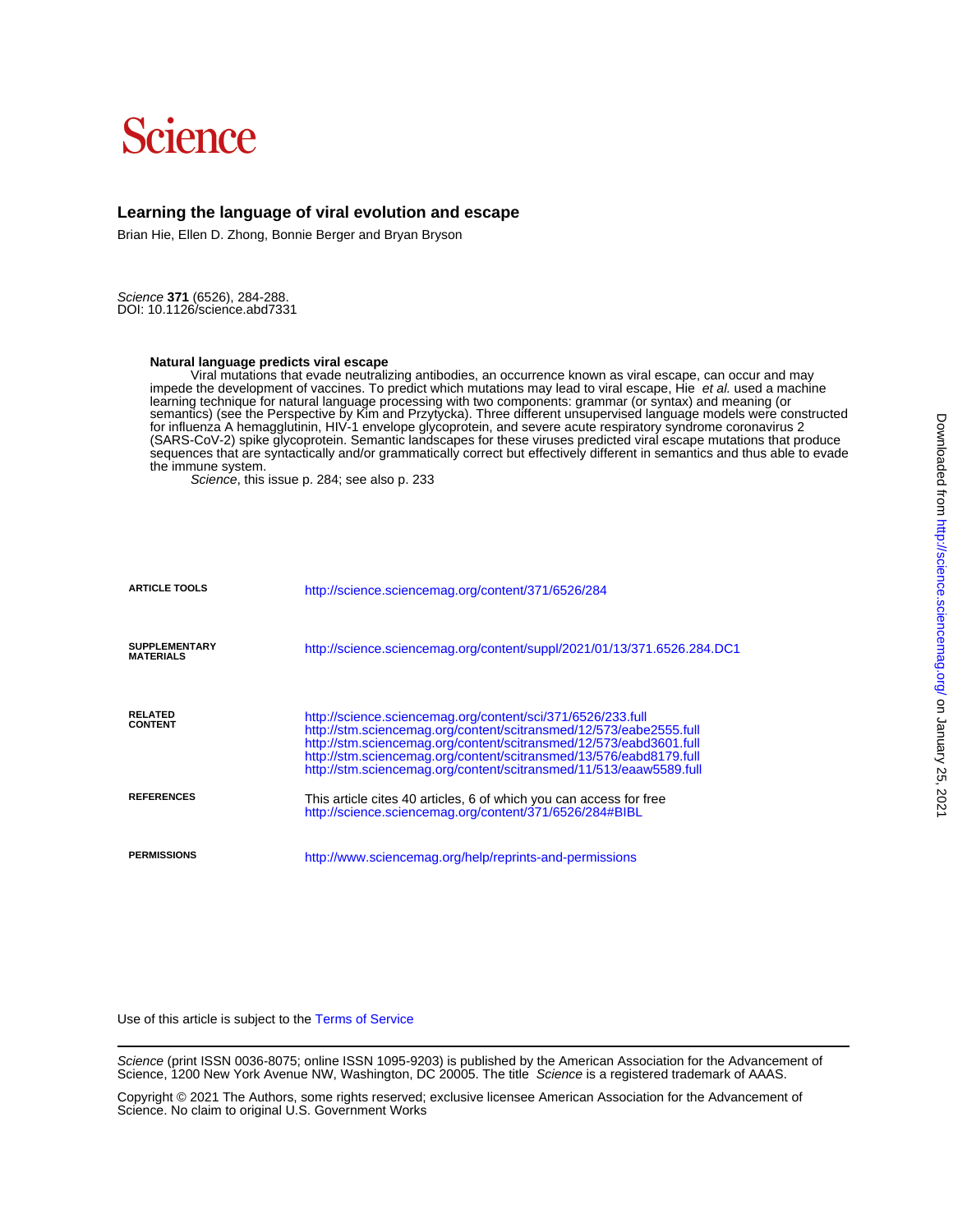# Science

## Learning the language of viral evolution and escape

Brian Hie, Ellen D. Zhong, Bonnie Berger and Bryan Bryson

*Science* **371** (6526), 284-288.
DOI: 10.1126/science.abd7331

**Natural language predicts viral escape**

Viral mutations that evade neutralizing antibodies, an occurrence known as viral escape, can occur and may impede the development of vaccines. To predict which mutations may lead to viral escape, Hie *et al.* used a machine learning technique for natural language processing with two components: grammar (or syntax) and meaning (or semantics) (see the Perspective by Kim and Przytycka). Three different unsupervised language models were constructed for influenza A hemagglutinin, HIV-1 envelope glycoprotein, and severe acute respiratory syndrome coronavirus 2 (SARS-CoV-2) spike glycoprotein. Semantic landscapes for these viruses predicted viral escape mutations that produce sequences that are syntactically and/or grammatically correct but effectively different in semantics and thus able to evade the immune system.

*Science*, this issue p. 284; see also p. 233

| | |
|---|---|
| **ARTICLE TOOLS** | http://science.sciencemag.org/content/371/6526/284 |
| **SUPPLEMENTARY MATERIALS** | http://science.sciencemag.org/content/suppl/2021/01/13/371.6526.284.DC1 |
| **RELATED CONTENT** | http://science.sciencemag.org/content/sci/371/6526/233.full<br>http://stm.sciencemag.org/content/scitransmed/12/573/eabe2555.full<br>http://stm.sciencemag.org/content/scitransmed/12/573/eabd3601.full<br>http://stm.sciencemag.org/content/scitransmed/13/576/eabd8179.full<br>http://stm.sciencemag.org/content/scitransmed/11/513/eaaw5589.full |
| **REFERENCES** | This article cites 40 articles, 6 of which you can access for free<br>http://science.sciencemag.org/content/371/6526/284#BIBL |
| **PERMISSIONS** | http://www.sciencemag.org/help/reprints-and-permissions |

Use of this article is subject to the Terms of Service

*Science* (print ISSN 0036-8075; online ISSN 1095-9203) is published by the American Association for the Advancement of Science, 1200 New York Avenue NW, Washington, DC 20005. The title *Science* is a registered trademark of AAAS.

Copyright © 2021 The Authors, some rights reserved; exclusive licensee American Association for the Advancement of Science. No claim to original U.S. Government Works

Downloaded from http://science.sciencemag.org/ on January 25, 2021